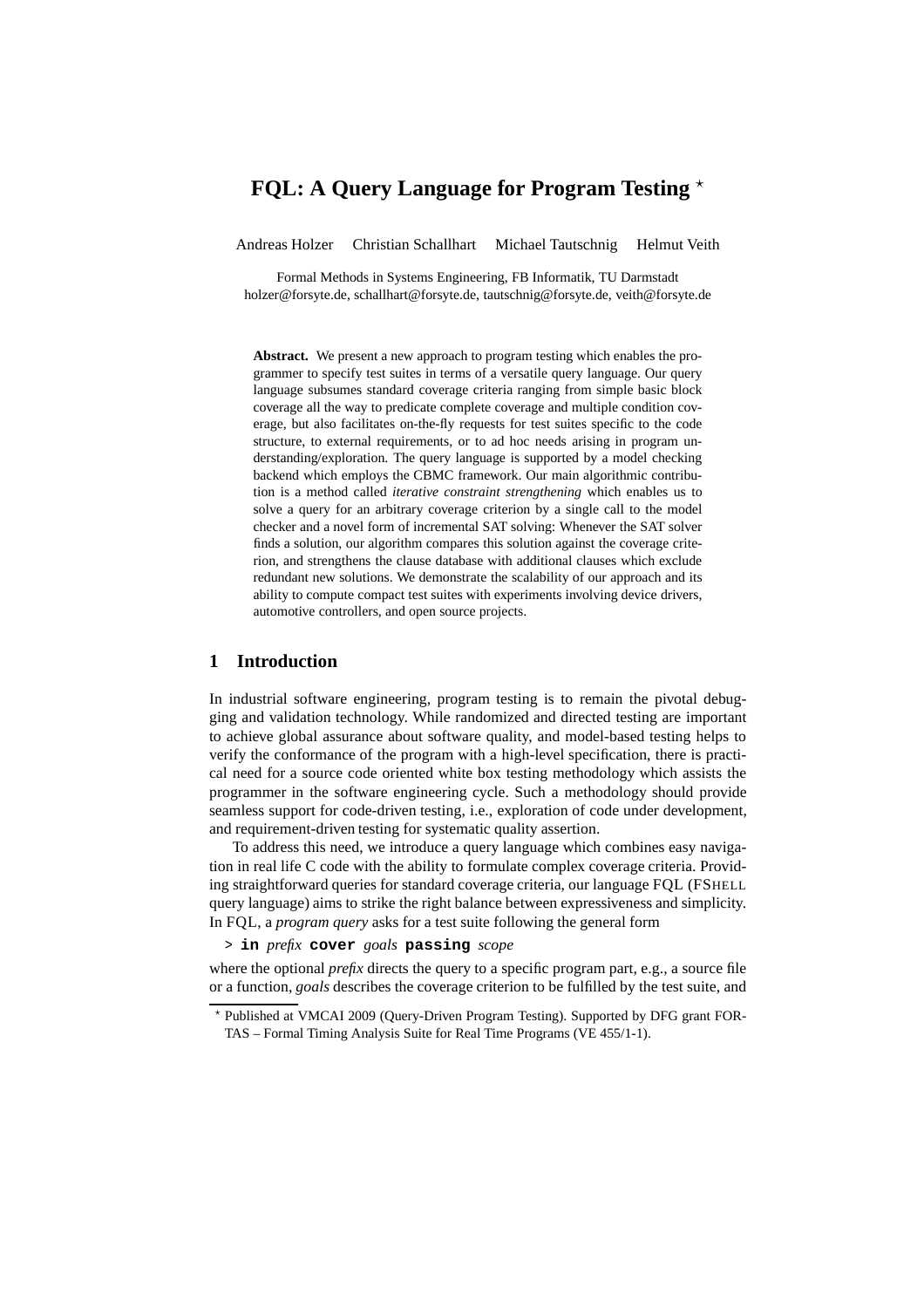# FQL: A Query Language for Program Testing *

Andreas Holzer Christian Schallhart Michael Tautschnig Helmut Veith

Formal Methods in Systems Engineering, FB Informatik, TU Darmstadt
holzer@forsyte.de, schallhart@forsyte.de, tautschnig@forsyte.de, veith@forsyte.de

**Abstract.** We present a new approach to program testing which enables the programmer to specify test suites in terms of a versatile query language. Our query language subsumes standard coverage criteria ranging from simple basic block coverage all the way to predicate complete coverage and multiple condition coverage, but also facilitates on-the-fly requests for test suites specific to the code structure, to external requirements, or to ad hoc needs arising in program understanding/exploration. The query language is supported by a model checking backend which employs the CBMC framework. Our main algorithmic contribution is a method called *iterative constraint strengthening* which enables us to solve a query for an arbitrary coverage criterion by a single call to the model checker and a novel form of incremental SAT solving: Whenever the SAT solver finds a solution, our algorithm compares this solution against the coverage criterion, and strengthens the clause database with additional clauses which exclude redundant new solutions. We demonstrate the scalability of our approach and its ability to compute compact test suites with experiments involving device drivers, automotive controllers, and open source projects.

## 1 Introduction

In industrial software engineering, program testing is to remain the pivotal debugging and validation technology. While randomized and directed testing are important to achieve global assurance about software quality, and model-based testing helps to verify the conformance of the program with a high-level specification, there is practical need for a source code oriented white box testing methodology which assists the programmer in the software engineering cycle. Such a methodology should provide seamless support for code-driven testing, i.e., exploration of code under development, and requirement-driven testing for systematic quality assertion.

To address this need, we introduce a query language which combines easy navigation in real life C code with the ability to formulate complex coverage criteria. Providing straightforward queries for standard coverage criteria, our language FQL (FShell query language) aims to strike the right balance between expressiveness and simplicity. In FQL, a *program query* asks for a test suite following the general form

> **in** *prefix* **cover** *goals* **passing** *scope*

where the optional *prefix* directs the query to a specific program part, e.g., a source file or a function, *goals* describes the coverage criterion to be fulfilled by the test suite, and

* Published at VMCAI 2009 (Query-Driven Program Testing). Supported by DFG grant FORTAS – Formal Timing Analysis Suite for Real Time Programs (VE 455/1-1).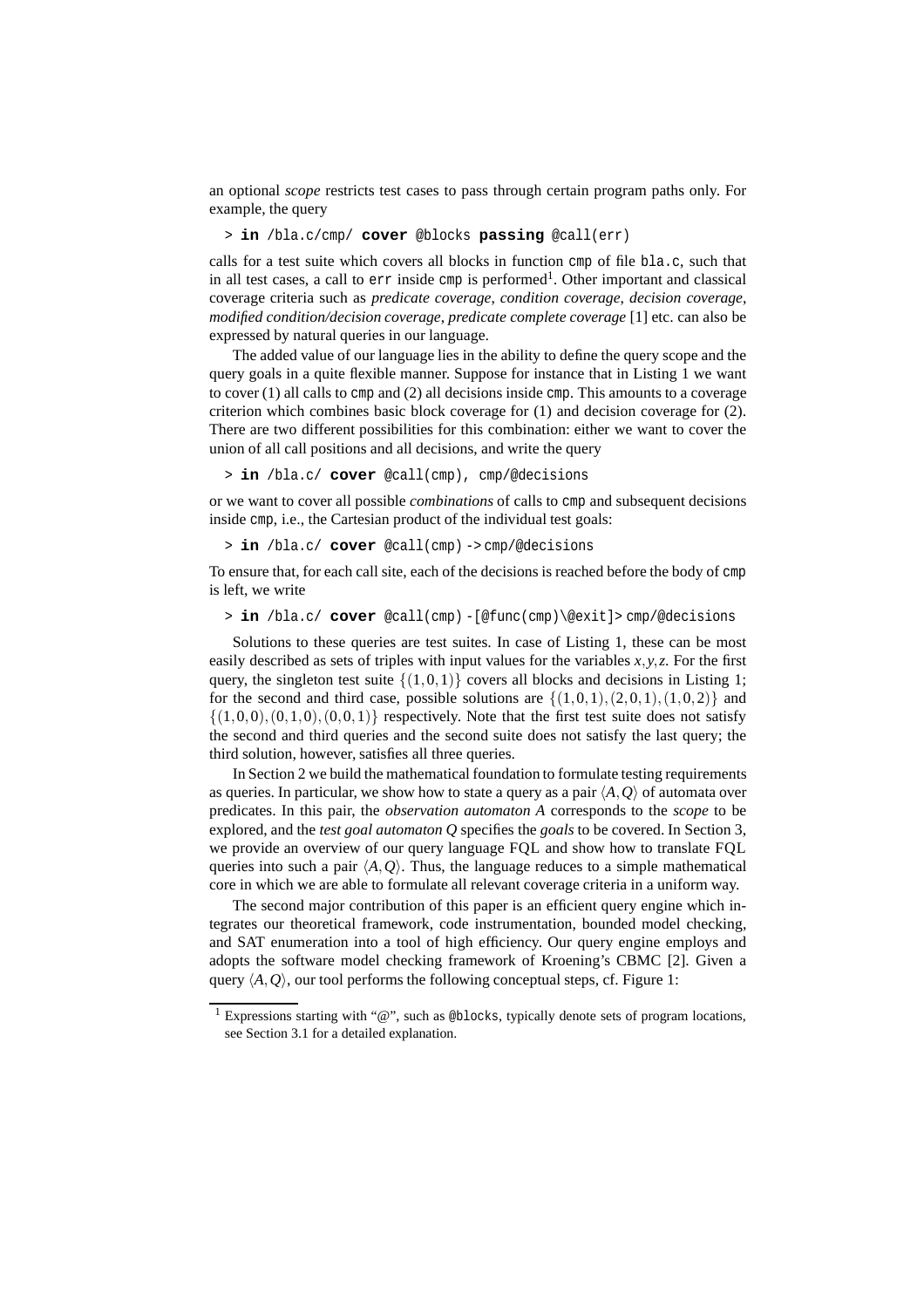an optional *scope* restricts test cases to pass through certain program paths only. For example, the query

```
> in /bla.c/cmp/ cover @blocks passing @call(err)
```

calls for a test suite which covers all blocks in function `cmp` of file `bla.c`, such that in all test cases, a call to `err` inside `cmp` is performed[1]. Other important and classical coverage criteria such as *predicate coverage*, *condition coverage*, *decision coverage*, *modified condition/decision coverage*, *predicate complete coverage* [1] etc. can also be expressed by natural queries in our language.

The added value of our language lies in the ability to define the query scope and the query goals in a quite flexible manner. Suppose for instance that in Listing 1 we want to cover (1) all calls to `cmp` and (2) all decisions inside `cmp`. This amounts to a coverage criterion which combines basic block coverage for (1) and decision coverage for (2). There are two different possibilities for this combination: either we want to cover the union of all call positions and all decisions, and write the query

```
> in /bla.c/ cover @call(cmp), cmp/@decisions
```

or we want to cover all possible *combinations* of calls to `cmp` and subsequent decisions inside `cmp`, i.e., the Cartesian product of the individual test goals:

```
> in /bla.c/ cover @call(cmp) -> cmp/@decisions
```

To ensure that, for each call site, each of the decisions is reached before the body of `cmp` is left, we write

```
> in /bla.c/ cover @call(cmp) -[@func(cmp)\@exit]> cmp/@decisions
```

Solutions to these queries are test suites. In case of Listing 1, these can be most easily described as sets of triples with input values for the variables $x, y, z$. For the first query, the singleton test suite $\{(1,0,1)\}$ covers all blocks and decisions in Listing 1; for the second and third case, possible solutions are $\{(1,0,1),(2,0,1),(1,0,2)\}$ and $\{(1,0,0),(0,1,0),(0,0,1)\}$ respectively. Note that the first test suite does not satisfy the second and third queries and the second suite does not satisfy the last query; the third solution, however, satisfies all three queries.

In Section 2 we build the mathematical foundation to formulate testing requirements as queries. In particular, we show how to state a query as a pair $\langle A, Q\rangle$ of automata over predicates. In this pair, the *observation automaton* $A$ corresponds to the *scope* to be explored, and the *test goal automaton* $Q$ specifies the *goals* to be covered. In Section 3, we provide an overview of our query language FQL and show how to translate FQL queries into such a pair $\langle A, Q\rangle$. Thus, the language reduces to a simple mathematical core in which we are able to formulate all relevant coverage criteria in a uniform way.

The second major contribution of this paper is an efficient query engine which integrates our theoretical framework, code instrumentation, bounded model checking, and SAT enumeration into a tool of high efficiency. Our query engine employs and adopts the software model checking framework of Kroening's CBMC [2]. Given a query $\langle A, Q\rangle$, our tool performs the following conceptual steps, cf. Figure 1:

[1] Expressions starting with "@", such as `@blocks`, typically denote sets of program locations, see Section 3.1 for a detailed explanation.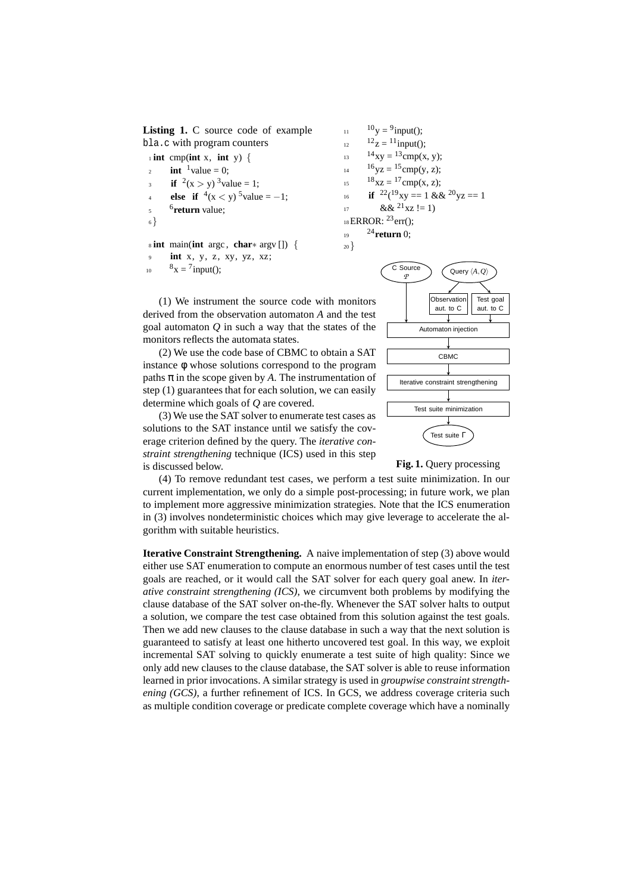**Listing 1.** C source code of example `bla.c` with program counters

```
1  int cmp(int x, int y) {
2      int ¹value = 0;
3      if ²(x > y) ³value = 1;
4      else if ⁴(x < y) ⁵value = −1;
5      ⁶return value;
6  }

8  int main(int argc, char* argv[]) {
9      int x, y, z, xy, yz, xz;
10     ⁸x = ⁷input();
11     ¹⁰y = ⁹input();
12     ¹²z = ¹¹input();
13     ¹⁴xy = ¹³cmp(x, y);
14     ¹⁶yz = ¹⁵cmp(y, z);
15     ¹⁸xz = ¹⁷cmp(x, z);
16     if ²²(¹⁹xy == 1 && ²⁰yz == 1
17         && ²¹xz != 1)
18 ERROR: ²³err();
19     ²⁴return 0;
20 }
```

(1) We instrument the source code with monitors derived from the observation automaton $A$ and the test goal automaton $Q$ in such a way that the states of the monitors reflects the automata states.

(2) We use the code base of CBMC to obtain a SAT instance $\phi$ whose solutions correspond to the program paths $\pi$ in the scope given by $A$. The instrumentation of step (1) guarantees that for each solution, we can easily determine which goals of $Q$ are covered.

(3) We use the SAT solver to enumerate test cases as solutions to the SAT instance until we satisfy the coverage criterion defined by the query. The *iterative constraint strengthening* technique (ICS) used in this step is discussed below.

C Source $\mathcal{P}$ → Automaton injection; Query $\langle A, Q \rangle$ → Observation aut. to C, Test goal aut. to C → Automaton injection → CBMC → Iterative constraint strengthening → Test suite minimization → Test suite $\Gamma$

**Fig. 1.** Query processing

(4) To remove redundant test cases, we perform a test suite minimization. In our current implementation, we only do a simple post-processing; in future work, we plan to implement more aggressive minimization strategies. Note that the ICS enumeration in (3) involves nondeterministic choices which may give leverage to accelerate the algorithm with suitable heuristics.

**Iterative Constraint Strengthening.** A naive implementation of step (3) above would either use SAT enumeration to compute an enormous number of test cases until the test goals are reached, or it would call the SAT solver for each query goal anew. In *iterative constraint strengthening (ICS)*, we circumvent both problems by modifying the clause database of the SAT solver on-the-fly. Whenever the SAT solver halts to output a solution, we compare the test case obtained from this solution against the test goals. Then we add new clauses to the clause database in such a way that the next solution is guaranteed to satisfy at least one hitherto uncovered test goal. In this way, we exploit incremental SAT solving to quickly enumerate a test suite of high quality: Since we only add new clauses to the clause database, the SAT solver is able to reuse information learned in prior invocations. A similar strategy is used in *groupwise constraint strengthening (GCS)*, a further refinement of ICS. In GCS, we address coverage criteria such as multiple condition coverage or predicate complete coverage which have a nominally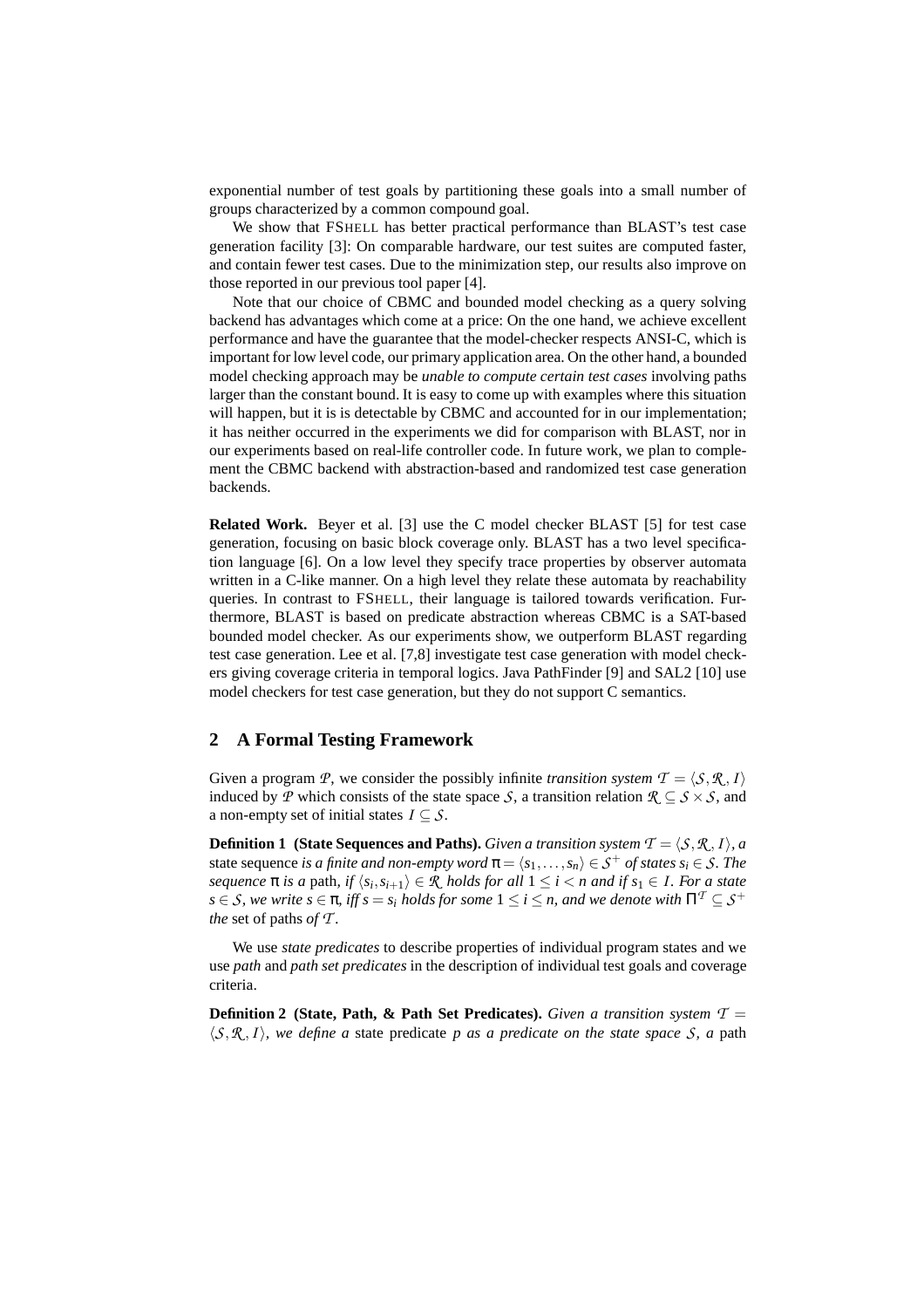exponential number of test goals by partitioning these goals into a small number of groups characterized by a common compound goal.

We show that FSHELL has better practical performance than BLAST's test case generation facility [3]: On comparable hardware, our test suites are computed faster, and contain fewer test cases. Due to the minimization step, our results also improve on those reported in our previous tool paper [4].

Note that our choice of CBMC and bounded model checking as a query solving backend has advantages which come at a price: On the one hand, we achieve excellent performance and have the guarantee that the model-checker respects ANSI-C, which is important for low level code, our primary application area. On the other hand, a bounded model checking approach may be *unable to compute certain test cases* involving paths larger than the constant bound. It is easy to come up with examples where this situation will happen, but it is is detectable by CBMC and accounted for in our implementation; it has neither occurred in the experiments we did for comparison with BLAST, nor in our experiments based on real-life controller code. In future work, we plan to complement the CBMC backend with abstraction-based and randomized test case generation backends.

**Related Work.** Beyer et al. [3] use the C model checker BLAST [5] for test case generation, focusing on basic block coverage only. BLAST has a two level specification language [6]. On a low level they specify trace properties by observer automata written in a C-like manner. On a high level they relate these automata by reachability queries. In contrast to FSHELL, their language is tailored towards verification. Furthermore, BLAST is based on predicate abstraction whereas CBMC is a SAT-based bounded model checker. As our experiments show, we outperform BLAST regarding test case generation. Lee et al. [7,8] investigate test case generation with model checkers giving coverage criteria in temporal logics. Java PathFinder [9] and SAL2 [10] use model checkers for test case generation, but they do not support C semantics.

## 2 A Formal Testing Framework

Given a program $\mathcal{P}$, we consider the possibly infinite *transition system* $\mathcal{T} = \langle \mathcal{S}, \mathcal{R}, I \rangle$ induced by $\mathcal{P}$ which consists of the state space $\mathcal{S}$, a transition relation $\mathcal{R} \subseteq \mathcal{S} \times \mathcal{S}$, and a non-empty set of initial states $I \subseteq \mathcal{S}$.

**Definition 1 (State Sequences and Paths).** *Given a transition system $\mathcal{T} = \langle \mathcal{S}, \mathcal{R}, I \rangle$, a* state sequence *is a finite and non-empty word $\pi = \langle s_1, \ldots, s_n \rangle \in \mathcal{S}^+$ of states $s_i \in \mathcal{S}$. The sequence $\pi$ is a* path, *if $\langle s_i, s_{i+1} \rangle \in \mathcal{R}$ holds for all $1 \leq i < n$ and if $s_1 \in I$. For a state $s \in \mathcal{S}$, we write $s \in \pi$, iff $s = s_i$ holds for some $1 \leq i \leq n$, and we denote with $\Pi^{\mathcal{T}} \subseteq \mathcal{S}^+$ the* set of paths *of $\mathcal{T}$.*

We use *state predicates* to describe properties of individual program states and we use *path* and *path set predicates* in the description of individual test goals and coverage criteria.

**Definition 2 (State, Path, & Path Set Predicates).** *Given a transition system $\mathcal{T} = \langle \mathcal{S}, \mathcal{R}, I \rangle$, we define a* state predicate *$p$ as a predicate on the state space $\mathcal{S}$, a* path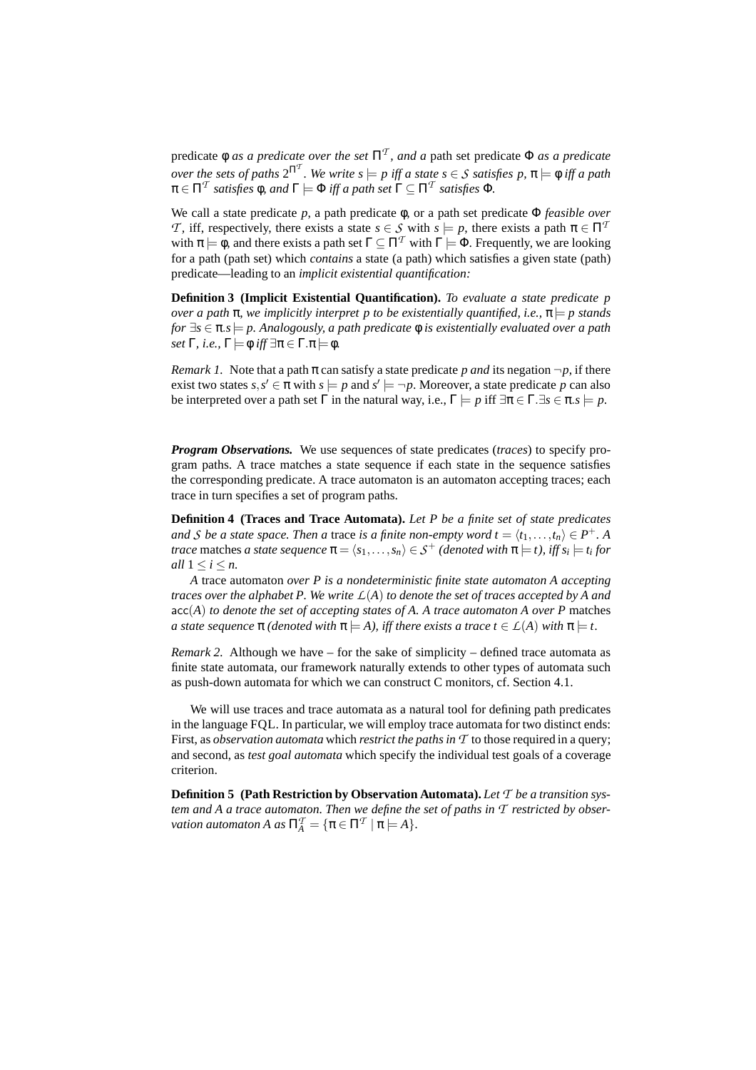predicate $\phi$ *as a predicate over the set* $\Pi^{\mathcal{T}}$, *and a* path set predicate $\Phi$ *as a predicate over the sets of paths* $2^{\Pi^{\mathcal{T}}}$. *We write* $s \models p$ *iff a state* $s \in \mathcal{S}$ *satisfies* $p$, $\pi \models \phi$ *iff a path* $\pi \in \Pi^{\mathcal{T}}$ *satisfies* $\phi$, *and* $\Gamma \models \Phi$ *iff a path set* $\Gamma \subseteq \Pi^{\mathcal{T}}$ *satisfies* $\Phi$.

We call a state predicate $p$, a path predicate $\phi$, or a path set predicate $\Phi$ *feasible over* $\mathcal{T}$, iff, respectively, there exists a state $s \in \mathcal{S}$ with $s \models p$, there exists a path $\pi \in \Pi^{\mathcal{T}}$ with $\pi \models \phi$, and there exists a path set $\Gamma \subseteq \Pi^{\mathcal{T}}$ with $\Gamma \models \Phi$. Frequently, we are looking for a path (path set) which *contains* a state (a path) which satisfies a given state (path) predicate—leading to an *implicit existential quantification:*

**Definition 3 (Implicit Existential Quantification).** *To evaluate a state predicate* $p$ *over a path* $\pi$, *we implicitly interpret* $p$ *to be existentially quantified, i.e.,* $\pi \models p$ *stands for* $\exists s \in \pi . s \models p$. *Analogously, a path predicate* $\phi$ *is existentially evaluated over a path set* $\Gamma$, *i.e.,* $\Gamma \models \phi$ *iff* $\exists \pi \in \Gamma . \pi \models \phi$.

*Remark 1.* Note that a path $\pi$ can satisfy a state predicate $p$ *and* its negation $\neg p$, if there exist two states $s, s' \in \pi$ with $s \models p$ and $s' \models \neg p$. Moreover, a state predicate $p$ can also be interpreted over a path set $\Gamma$ in the natural way, i.e., $\Gamma \models p$ iff $\exists \pi \in \Gamma . \exists s \in \pi . s \models p$.

***Program Observations.*** We use sequences of state predicates (*traces*) to specify program paths. A trace matches a state sequence if each state in the sequence satisfies the corresponding predicate. A trace automaton is an automaton accepting traces; each trace in turn specifies a set of program paths.

**Definition 4 (Traces and Trace Automata).** *Let* $P$ *be a finite set of state predicates and* $\mathcal{S}$ *be a state space. Then a* trace *is a finite non-empty word* $t = \langle t_1, \ldots, t_n \rangle \in P^+$. *A* trace matches *a state sequence* $\pi = \langle s_1, \ldots, s_n \rangle \in \mathcal{S}^+$ *(denoted with* $\pi \models t$*), iff* $s_i \models t_i$ *for all* $1 \leq i \leq n$.

*A* trace automaton *over* $P$ *is a nondeterministic finite state automaton* $A$ *accepting traces over the alphabet* $P$. *We write* $\mathcal{L}(A)$ *to denote the set of traces accepted by* $A$ *and* $\mathsf{acc}(A)$ *to denote the set of accepting states of* $A$. *A trace automaton* $A$ *over* $P$ matches *a state sequence* $\pi$ *(denoted with* $\pi \models A$*), iff there exists a trace* $t \in \mathcal{L}(A)$ *with* $\pi \models t$.

*Remark 2.* Although we have – for the sake of simplicity – defined trace automata as finite state automata, our framework naturally extends to other types of automata such as push-down automata for which we can construct C monitors, cf. Section 4.1.

We will use traces and trace automata as a natural tool for defining path predicates in the language FQL. In particular, we will employ trace automata for two distinct ends: First, as *observation automata* which *restrict the paths in* $\mathcal{T}$ to those required in a query; and second, as *test goal automata* which specify the individual test goals of a coverage criterion.

**Definition 5 (Path Restriction by Observation Automata).** *Let* $\mathcal{T}$ *be a transition system and* $A$ *a trace automaton. Then we define the set of paths in* $\mathcal{T}$ *restricted by observation automaton* $A$ *as* $\Pi_A^{\mathcal{T}} = \{\pi \in \Pi^{\mathcal{T}} \mid \pi \models A\}$.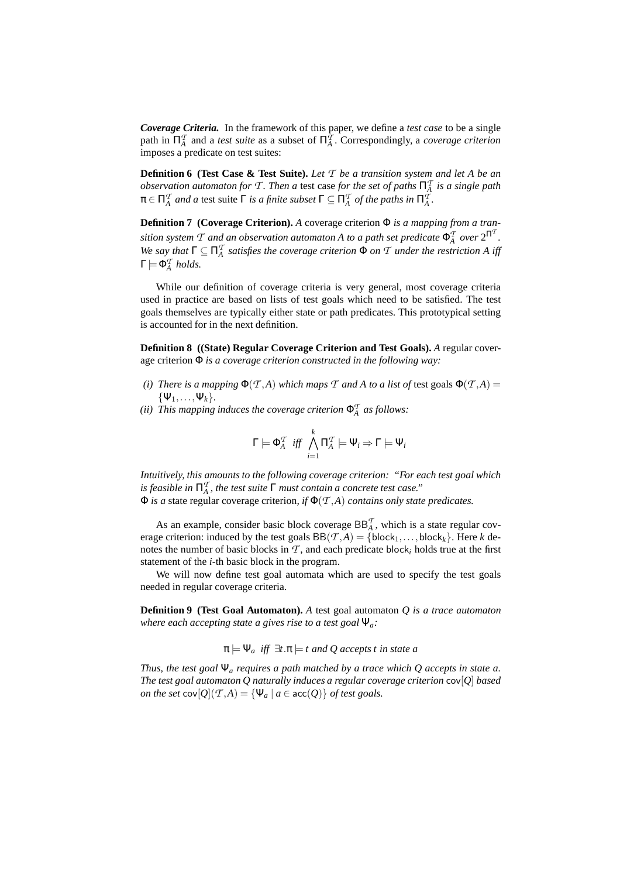***Coverage Criteria.*** In the framework of this paper, we define a *test case* to be a single path in $\Pi_A^{\mathcal{T}}$ and a *test suite* as a subset of $\Pi_A^{\mathcal{T}}$. Correspondingly, a *coverage criterion* imposes a predicate on test suites:

**Definition 6 (Test Case & Test Suite).** *Let $\mathcal{T}$ be a transition system and let $A$ be an observation automaton for $\mathcal{T}$. Then a* test case *for the set of paths $\Pi_A^{\mathcal{T}}$ is a single path $\pi \in \Pi_A^{\mathcal{T}}$ and a* test suite *$\Gamma$ is a finite subset $\Gamma \subseteq \Pi_A^{\mathcal{T}}$ of the paths in $\Pi_A^{\mathcal{T}}$.*

**Definition 7 (Coverage Criterion).** *A* coverage criterion *$\Phi$ is a mapping from a transition system $\mathcal{T}$ and an observation automaton $A$ to a path set predicate $\Phi_A^{\mathcal{T}}$ over $2^{\Pi^{\mathcal{T}}}$. We say that $\Gamma \subseteq \Pi_A^{\mathcal{T}}$ satisfies the coverage criterion $\Phi$ on $\mathcal{T}$ under the restriction $A$ iff $\Gamma \models \Phi_A^{\mathcal{T}}$ holds.*

While our definition of coverage criteria is very general, most coverage criteria used in practice are based on lists of test goals which need to be satisfied. The test goals themselves are typically either state or path predicates. This prototypical setting is accounted for in the next definition.

**Definition 8 ((State) Regular Coverage Criterion and Test Goals).** *A* regular coverage criterion *$\Phi$ is a coverage criterion constructed in the following way:*

*(i) There is a mapping $\Phi(\mathcal{T}, A)$ which maps $\mathcal{T}$ and $A$ to a list of* test goals *$\Phi(\mathcal{T}, A) = \{\Psi_1, \ldots, \Psi_k\}$.*
*(ii) This mapping induces the coverage criterion $\Phi_A^{\mathcal{T}}$ as follows:*

$$\Gamma \models \Phi_A^{\mathcal{T}} \;\; \textit{iff} \;\; \bigwedge_{i=1}^{k} \Pi_A^{\mathcal{T}} \models \Psi_i \Rightarrow \Gamma \models \Psi_i$$

*Intuitively, this amounts to the following coverage criterion: "For each test goal which is feasible in $\Pi_A^{\mathcal{T}}$, the test suite $\Gamma$ must contain a concrete test case."*
*$\Phi$ is a* state regular coverage criterion, *if $\Phi(\mathcal{T}, A)$ contains only state predicates.*

As an example, consider basic block coverage $\mathsf{BB}_A^{\mathcal{T}}$, which is a state regular coverage criterion: induced by the test goals $\mathsf{BB}(\mathcal{T}, A) = \{\mathsf{block}_1, \ldots, \mathsf{block}_k\}$. Here $k$ denotes the number of basic blocks in $\mathcal{T}$, and each predicate $\mathsf{block}_i$ holds true at the first statement of the $i$-th basic block in the program.

We will now define test goal automata which are used to specify the test goals needed in regular coverage criteria.

**Definition 9 (Test Goal Automaton).** *A* test goal automaton *$Q$ is a trace automaton where each accepting state a gives rise to a test goal $\Psi_a$:*

$$\pi \models \Psi_a \;\; \textit{iff} \;\; \exists t. \pi \models t \textit{ and } Q \textit{ accepts } t \textit{ in state } a$$

*Thus, the test goal $\Psi_a$ requires a path matched by a trace which $Q$ accepts in state $a$. The test goal automaton $Q$ naturally induces a regular coverage criterion $\mathsf{cov}[Q]$ based on the set $\mathsf{cov}[Q](\mathcal{T}, A) = \{\Psi_a \mid a \in \mathsf{acc}(Q)\}$ of test goals.*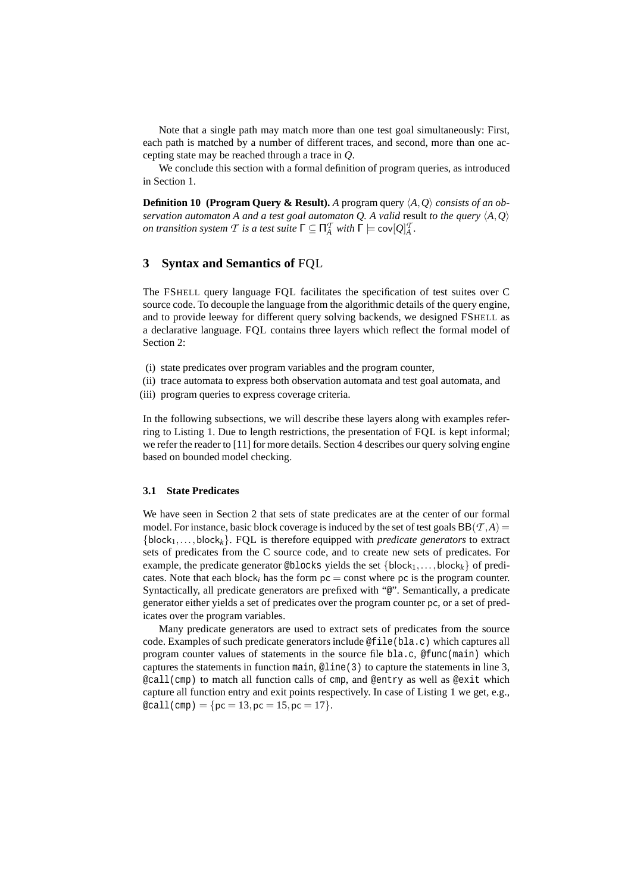Note that a single path may match more than one test goal simultaneously: First, each path is matched by a number of different traces, and second, more than one accepting state may be reached through a trace in $Q$.

We conclude this section with a formal definition of program queries, as introduced in Section 1.

**Definition 10 (Program Query & Result).** *A* program query $\langle A, Q\rangle$ *consists of an observation automaton A and a test goal automaton Q. A valid* result *to the query* $\langle A, Q\rangle$ *on transition system* $\mathcal{T}$ *is a test suite* $\Gamma \subseteq \Pi_A^{\mathcal{T}}$ *with* $\Gamma \models \mathsf{cov}[Q]_A^{\mathcal{T}}$.

## 3 Syntax and Semantics of FQL

The FSHELL query language FQL facilitates the specification of test suites over C source code. To decouple the language from the algorithmic details of the query engine, and to provide leeway for different query solving backends, we designed FSHELL as a declarative language. FQL contains three layers which reflect the formal model of Section 2:

(i) state predicates over program variables and the program counter,
(ii) trace automata to express both observation automata and test goal automata, and
(iii) program queries to express coverage criteria.

In the following subsections, we will describe these layers along with examples referring to Listing 1. Due to length restrictions, the presentation of FQL is kept informal; we refer the reader to [11] for more details. Section 4 describes our query solving engine based on bounded model checking.

### 3.1 State Predicates

We have seen in Section 2 that sets of state predicates are at the center of our formal model. For instance, basic block coverage is induced by the set of test goals $\mathsf{BB}(\mathcal{T}, A) = \{\mathsf{block}_1, \ldots, \mathsf{block}_k\}$. FQL is therefore equipped with *predicate generators* to extract sets of predicates from the C source code, and to create new sets of predicates. For example, the predicate generator `@blocks` yields the set $\{\mathsf{block}_1, \ldots, \mathsf{block}_k\}$ of predicates. Note that each $\mathsf{block}_i$ has the form $\mathsf{pc} = \text{const}$ where $\mathsf{pc}$ is the program counter. Syntactically, all predicate generators are prefixed with "`@`". Semantically, a predicate generator either yields a set of predicates over the program counter $\mathsf{pc}$, or a set of predicates over the program variables.

Many predicate generators are used to extract sets of predicates from the source code. Examples of such predicate generators include `@file(bla.c)` which captures all program counter values of statements in the source file `bla.c`, `@func(main)` which captures the statements in function `main`, `@line(3)` to capture the statements in line 3, `@call(cmp)` to match all function calls of `cmp`, and `@entry` as well as `@exit` which capture all function entry and exit points respectively. In case of Listing 1 we get, e.g., `@call(cmp)` $= \{\mathsf{pc} = 13, \mathsf{pc} = 15, \mathsf{pc} = 17\}$.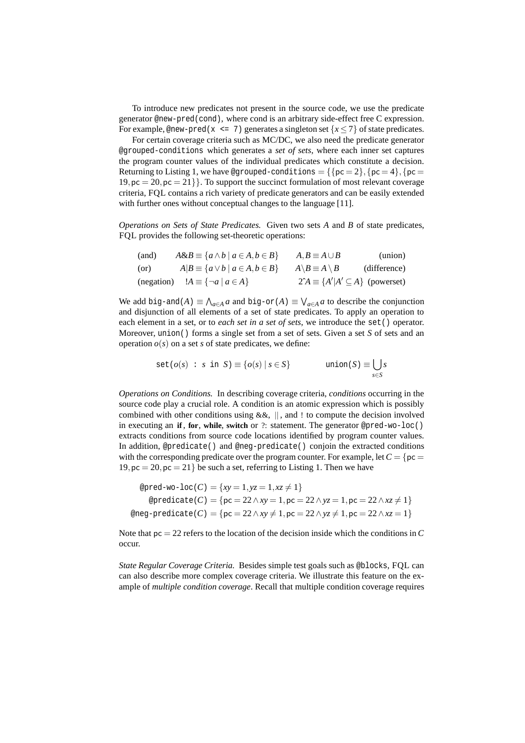To introduce new predicates not present in the source code, we use the predicate generator `@new-pred(cond)`, where cond is an arbitrary side-effect free C expression. For example, `@new-pred(x <= 7)` generates a singleton set $\{x \leq 7\}$ of state predicates.

For certain coverage criteria such as MC/DC, we also need the predicate generator `@grouped-conditions` which generates a *set of sets*, where each inner set captures the program counter values of the individual predicates which constitute a decision. Returning to Listing 1, we have `@grouped-conditions` $= \{\{\mathsf{pc}=2\}, \{\mathsf{pc}=4\}, \{\mathsf{pc}=19, \mathsf{pc}=20, \mathsf{pc}=21\}\}$. To support the succinct formulation of most relevant coverage criteria, FQL contains a rich variety of predicate generators and can be easily extended with further ones without conceptual changes to the language [11].

*Operations on Sets of State Predicates.* Given two sets $A$ and $B$ of state predicates, FQL provides the following set-theoretic operations:

| | | | |
|---|---|---|---|
| (and) | $A\&B \equiv \{a \wedge b \mid a \in A, b \in B\}$ | $A,B \equiv A \cup B$ | (union) |
| (or) | $A\|B \equiv \{a \vee b \mid a \in A, b \in B\}$ | $A \backslash B \equiv A \setminus B$ | (difference) |
| (negation) | $!A \equiv \{\neg a \mid a \in A\}$ | $2\hat{}A \equiv \{A' \mid A' \subseteq A\}$ | (powerset) |

We add `big-and`$(A) \equiv \bigwedge_{a\in A} a$ and `big-or`$(A) \equiv \bigvee_{a\in A} a$ to describe the conjunction and disjunction of all elements of a set of state predicates. To apply an operation to each element in a set, or to *each set in a set of sets*, we introduce the `set()` operator. Moreover, `union()` forms a single set from a set of sets. Given a set $S$ of sets and an operation $o(s)$ on a set $s$ of state predicates, we define:

$$\texttt{set}(o(s)\ \texttt{:}\ s\ \texttt{in}\ S) \equiv \{o(s) \mid s \in S\} \qquad\qquad \texttt{union}(S) \equiv \bigcup_{s\in S} s$$

*Operations on Conditions.* In describing coverage criteria, *conditions* occurring in the source code play a crucial role. A condition is an atomic expression which is possibly combined with other conditions using &&, ||, and ! to compute the decision involved in executing an **if**, **for**, **while**, **switch** or ?: statement. The generator `@pred-wo-loc()` extracts conditions from source code locations identified by program counter values. In addition, `@predicate()` and `@neg-predicate()` conjoin the extracted conditions with the corresponding predicate over the program counter. For example, let $C = \{\mathsf{pc}=19, \mathsf{pc}=20, \mathsf{pc}=21\}$ be such a set, referring to Listing 1. Then we have

$$\begin{aligned}
\texttt{@pred-wo-loc}(C) &= \{xy=1, yz=1, xz\neq 1\}\\
\texttt{@predicate}(C) &= \{\mathsf{pc}=22 \wedge xy=1, \mathsf{pc}=22 \wedge yz=1, \mathsf{pc}=22 \wedge xz\neq 1\}\\
\texttt{@neg-predicate}(C) &= \{\mathsf{pc}=22 \wedge xy\neq 1, \mathsf{pc}=22 \wedge yz\neq 1, \mathsf{pc}=22 \wedge xz=1\}
\end{aligned}$$

Note that $\mathsf{pc}=22$ refers to the location of the decision inside which the conditions in $C$ occur.

*State Regular Coverage Criteria.* Besides simple test goals such as `@blocks`, FQL can can also describe more complex coverage criteria. We illustrate this feature on the example of *multiple condition coverage*. Recall that multiple condition coverage requires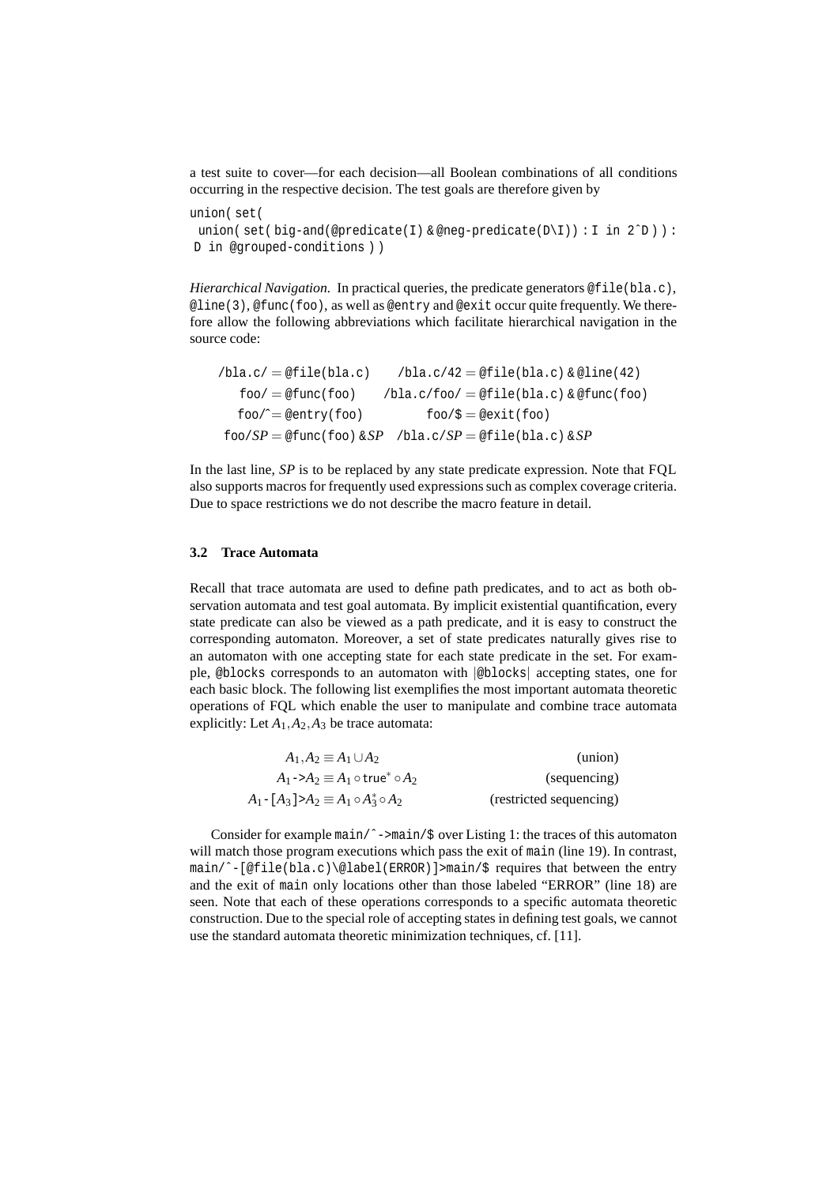a test suite to cover—for each decision—all Boolean combinations of all conditions occurring in the respective decision. The test goals are therefore given by

```
union( set(
 union( set( big-and(@predicate(I) & @neg-predicate(D\I)) : I in 2^D ) ) :
D in @grouped-conditions ) )
```

*Hierarchical Navigation.* In practical queries, the predicate generators `@file(bla.c)`, `@line(3)`, `@func(foo)`, as well as `@entry` and `@exit` occur quite frequently. We therefore allow the following abbreviations which facilitate hierarchical navigation in the source code:

```
/bla.c/ = @file(bla.c)          /bla.c/42 = @file(bla.c) & @line(42)
   foo/ = @func(foo)          /bla.c/foo/ = @file(bla.c) & @func(foo)
  foo/^ = @entry(foo)               foo/$ = @exit(foo)
 foo/SP = @func(foo) & SP      /bla.c/SP = @file(bla.c) & SP
```

In the last line, *SP* is to be replaced by any state predicate expression. Note that FQL also supports macros for frequently used expressions such as complex coverage criteria. Due to space restrictions we do not describe the macro feature in detail.

### 3.2 Trace Automata

Recall that trace automata are used to define path predicates, and to act as both observation automata and test goal automata. By implicit existential quantification, every state predicate can also be viewed as a path predicate, and it is easy to construct the corresponding automaton. Moreover, a set of state predicates naturally gives rise to an automaton with one accepting state for each state predicate in the set. For example, `@blocks` corresponds to an automaton with $|$`@blocks`$|$ accepting states, one for each basic block. The following list exemplifies the most important automata theoretic operations of FQL which enable the user to manipulate and combine trace automata explicitly: Let $A_1, A_2, A_3$ be trace automata:

$$A_1, A_2 \equiv A_1 \cup A_2 \qquad \text{(union)}$$

$$A_1 \texttt{->} A_2 \equiv A_1 \circ \texttt{true}^* \circ A_2 \qquad \text{(sequencing)}$$

$$A_1 \texttt{-[} A_3 \texttt{]>} A_2 \equiv A_1 \circ A_3^* \circ A_2 \qquad \text{(restricted sequencing)}$$

Consider for example `main/^->main/$` over Listing 1: the traces of this automaton will match those program executions which pass the exit of `main` (line 19). In contrast, `main/^-[@file(bla.c)\@label(ERROR)]>main/$` requires that between the entry and the exit of `main` only locations other than those labeled "ERROR" (line 18) are seen. Note that each of these operations corresponds to a specific automata theoretic construction. Due to the special role of accepting states in defining test goals, we cannot use the standard automata theoretic minimization techniques, cf. [11].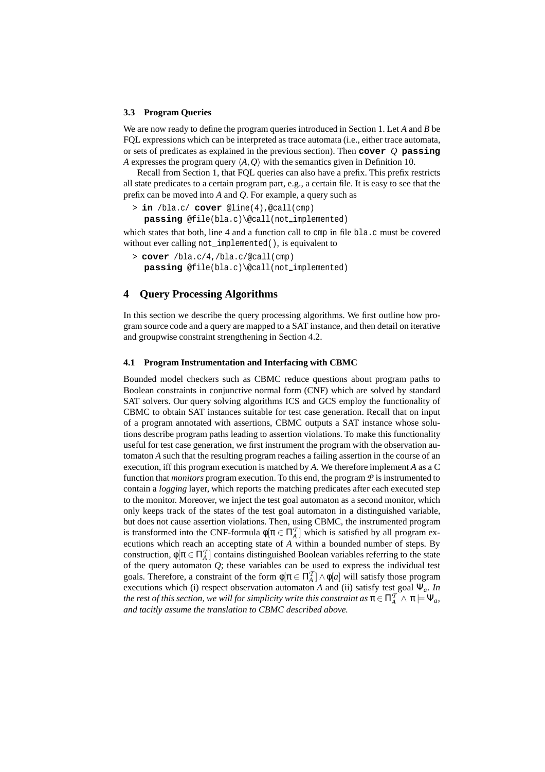### 3.3 Program Queries

We are now ready to define the program queries introduced in Section 1. Let $A$ and $B$ be FQL expressions which can be interpreted as trace automata (i.e., either trace automata, or sets of predicates as explained in the previous section). Then **cover** $Q$ **passing** $A$ expresses the program query $\langle A, Q\rangle$ with the semantics given in Definition 10.

Recall from Section 1, that FQL queries can also have a prefix. This prefix restricts all state predicates to a certain program part, e.g., a certain file. It is easy to see that the prefix can be moved into $A$ and $Q$. For example, a query such as

```
> in /bla.c/ cover @line(4),@call(cmp)
  passing @file(bla.c)\@call(not_implemented)
```

which states that both, line 4 and a function call to `cmp` in file `bla.c` must be covered without ever calling `not_implemented()`, is equivalent to

```
> cover /bla.c/4,/bla.c/@call(cmp)
  passing @file(bla.c)\@call(not_implemented)
```

## 4 Query Processing Algorithms

In this section we describe the query processing algorithms. We first outline how program source code and a query are mapped to a SAT instance, and then detail on iterative and groupwise constraint strengthening in Section 4.2.

### 4.1 Program Instrumentation and Interfacing with CBMC

Bounded model checkers such as CBMC reduce questions about program paths to Boolean constraints in conjunctive normal form (CNF) which are solved by standard SAT solvers. Our query solving algorithms ICS and GCS employ the functionality of CBMC to obtain SAT instances suitable for test case generation. Recall that on input of a program annotated with assertions, CBMC outputs a SAT instance whose solutions describe program paths leading to assertion violations. To make this functionality useful for test case generation, we first instrument the program with the observation automaton $A$ such that the resulting program reaches a failing assertion in the course of an execution, iff this program execution is matched by $A$. We therefore implement $A$ as a C function that *monitors* program execution. To this end, the program $\mathcal{P}$ is instrumented to contain a *logging* layer, which reports the matching predicates after each executed step to the monitor. Moreover, we inject the test goal automaton as a second monitor, which only keeps track of the states of the test goal automaton in a distinguished variable, but does not cause assertion violations. Then, using CBMC, the instrumented program is transformed into the CNF-formula $\phi[\pi \in \Pi_A^{\mathcal{T}}]$ which is satisfied by all program executions which reach an accepting state of $A$ within a bounded number of steps. By construction, $\phi[\pi \in \Pi_A^{\mathcal{T}}]$ contains distinguished Boolean variables referring to the state of the query automaton $Q$; these variables can be used to express the individual test goals. Therefore, a constraint of the form $\phi[\pi \in \Pi_A^{\mathcal{T}}] \wedge \phi[a]$ will satisfy those program executions which (i) respect observation automaton $A$ and (ii) satisfy test goal $\Psi_a$. *In the rest of this section, we will for simplicity write this constraint as* $\pi \in \Pi_A^{\mathcal{T}} \wedge \pi \models \Psi_a$*, and tacitly assume the translation to CBMC described above.*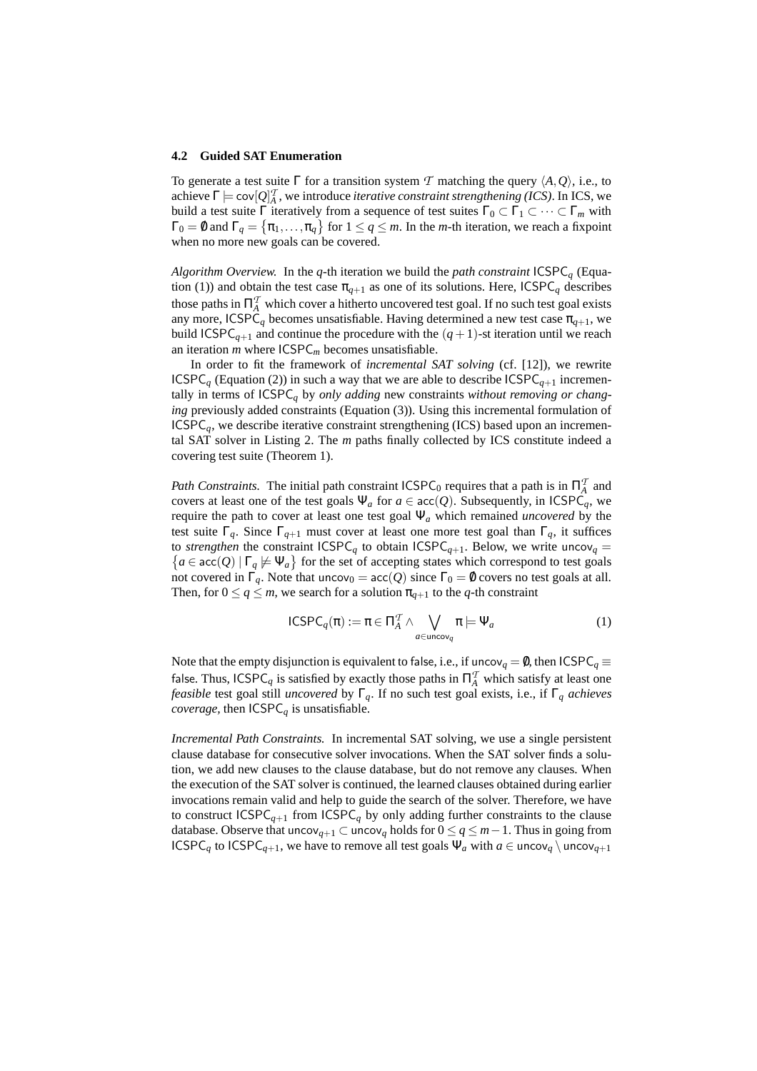### 4.2 Guided SAT Enumeration

To generate a test suite $\Gamma$ for a transition system $\mathcal{T}$ matching the query $\langle A, Q\rangle$, i.e., to achieve $\Gamma \models \mathsf{cov}[Q]^{\mathcal{T}}_{A}$, we introduce *iterative constraint strengthening (ICS)*. In ICS, we build a test suite $\Gamma$ iteratively from a sequence of test suites $\Gamma_0 \subset \Gamma_1 \subset \cdots \subset \Gamma_m$ with $\Gamma_0 = \emptyset$ and $\Gamma_q = \{\pi_1, \ldots, \pi_q\}$ for $1 \leq q \leq m$. In the $m$-th iteration, we reach a fixpoint when no more new goals can be covered.

*Algorithm Overview.* In the $q$-th iteration we build the *path constraint* $\mathsf{ICSPC}_q$ (Equation (1)) and obtain the test case $\pi_{q+1}$ as one of its solutions. Here, $\mathsf{ICSPC}_q$ describes those paths in $\Pi^{\mathcal{T}}_{A}$ which cover a hitherto uncovered test goal. If no such test goal exists any more, $\mathsf{ICSPC}_q$ becomes unsatisfiable. Having determined a new test case $\pi_{q+1}$, we build $\mathsf{ICSPC}_{q+1}$ and continue the procedure with the $(q+1)$-st iteration until we reach an iteration $m$ where $\mathsf{ICSPC}_m$ becomes unsatisfiable.

In order to fit the framework of *incremental SAT solving* (cf. [12]), we rewrite $\mathsf{ICSPC}_q$ (Equation (2)) in such a way that we are able to describe $\mathsf{ICSPC}_{q+1}$ incrementally in terms of $\mathsf{ICSPC}_q$ by *only adding* new constraints *without removing or changing* previously added constraints (Equation (3)). Using this incremental formulation of $\mathsf{ICSPC}_q$, we describe iterative constraint strengthening (ICS) based upon an incremental SAT solver in Listing 2. The $m$ paths finally collected by ICS constitute indeed a covering test suite (Theorem 1).

*Path Constraints.* The initial path constraint $\mathsf{ICSPC}_0$ requires that a path is in $\Pi^{\mathcal{T}}_{A}$ and covers at least one of the test goals $\Psi_a$ for $a \in \mathsf{acc}(Q)$. Subsequently, in $\mathsf{ICSPC}_q$, we require the path to cover at least one test goal $\Psi_a$ which remained *uncovered* by the test suite $\Gamma_q$. Since $\Gamma_{q+1}$ must cover at least one more test goal than $\Gamma_q$, it suffices to *strengthen* the constraint $\mathsf{ICSPC}_q$ to obtain $\mathsf{ICSPC}_{q+1}$. Below, we write $\mathsf{uncov}_q = \{a \in \mathsf{acc}(Q) \mid \Gamma_q \not\models \Psi_a\}$ for the set of accepting states which correspond to test goals not covered in $\Gamma_q$. Note that $\mathsf{uncov}_0 = \mathsf{acc}(Q)$ since $\Gamma_0 = \emptyset$ covers no test goals at all. Then, for $0 \leq q \leq m$, we search for a solution $\pi_{q+1}$ to the $q$-th constraint

$$\mathsf{ICSPC}_q(\pi) := \pi \in \Pi^{\mathcal{T}}_{A} \wedge \bigvee_{a \in \mathsf{uncov}_q} \pi \models \Psi_a \tag{1}$$

Note that the empty disjunction is equivalent to $\mathsf{false}$, i.e., if $\mathsf{uncov}_q = \emptyset$, then $\mathsf{ICSPC}_q \equiv \mathsf{false}$. Thus, $\mathsf{ICSPC}_q$ is satisfied by exactly those paths in $\Pi^{\mathcal{T}}_{A}$ which satisfy at least one *feasible* test goal still *uncovered* by $\Gamma_q$. If no such test goal exists, i.e., if $\Gamma_q$ *achieves coverage*, then $\mathsf{ICSPC}_q$ is unsatisfiable.

*Incremental Path Constraints.* In incremental SAT solving, we use a single persistent clause database for consecutive solver invocations. When the SAT solver finds a solution, we add new clauses to the clause database, but do not remove any clauses. When the execution of the SAT solver is continued, the learned clauses obtained during earlier invocations remain valid and help to guide the search of the solver. Therefore, we have to construct $\mathsf{ICSPC}_{q+1}$ from $\mathsf{ICSPC}_q$ by only adding further constraints to the clause database. Observe that $\mathsf{uncov}_{q+1} \subset \mathsf{uncov}_q$ holds for $0 \leq q \leq m-1$. Thus in going from $\mathsf{ICSPC}_q$ to $\mathsf{ICSPC}_{q+1}$, we have to remove all test goals $\Psi_a$ with $a \in \mathsf{uncov}_q \setminus \mathsf{uncov}_{q+1}$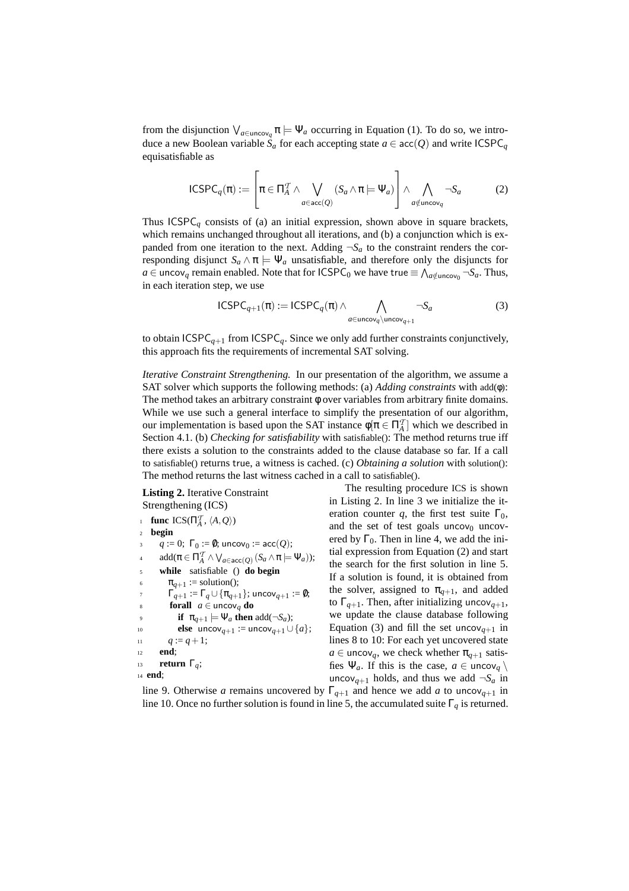from the disjunction $\bigvee_{a \in \mathsf{uncov}_q} \pi \models \Psi_a$ occurring in Equation (1). To do so, we introduce a new Boolean variable $S_a$ for each accepting state $a \in \mathsf{acc}(Q)$ and write $\mathsf{ICSPC}_q$ equisatisfiable as

$$\mathsf{ICSPC}_q(\pi) := \left[\pi \in \Pi_A^{\mathcal{T}} \wedge \bigvee_{a \in \mathsf{acc}(Q)} (S_a \wedge \pi \models \Psi_a)\right] \wedge \bigwedge_{a \notin \mathsf{uncov}_q} \neg S_a \tag{2}$$

Thus $\mathsf{ICSPC}_q$ consists of (a) an initial expression, shown above in square brackets, which remains unchanged throughout all iterations, and (b) a conjunction which is expanded from one iteration to the next. Adding $\neg S_a$ to the constraint renders the corresponding disjunct $S_a \wedge \pi \models \Psi_a$ unsatisfiable, and therefore only the disjuncts for $a \in \mathsf{uncov}_q$ remain enabled. Note that for $\mathsf{ICSPC}_0$ we have $\mathsf{true} \equiv \bigwedge_{a \notin \mathsf{uncov}_0} \neg S_a$. Thus, in each iteration step, we use

$$\mathsf{ICSPC}_{q+1}(\pi) := \mathsf{ICSPC}_q(\pi) \wedge \bigwedge_{a \in \mathsf{uncov}_q \setminus \mathsf{uncov}_{q+1}} \neg S_a \tag{3}$$

to obtain $\mathsf{ICSPC}_{q+1}$ from $\mathsf{ICSPC}_q$. Since we only add further constraints conjunctively, this approach fits the requirements of incremental SAT solving.

*Iterative Constraint Strengthening.* In our presentation of the algorithm, we assume a SAT solver which supports the following methods: (a) *Adding constraints* with add($\phi$): The method takes an arbitrary constraint $\phi$ over variables from arbitrary finite domains. While we use such a general interface to simplify the presentation of our algorithm, our implementation is based upon the SAT instance $\phi[\pi \in \Pi_A^{\mathcal{T}}]$ which we described in Section 4.1. (b) *Checking for satisfiability* with satisfiable(): The method returns true iff there exists a solution to the constraints added to the clause database so far. If a call to satisfiable() returns true, a witness is cached. (c) *Obtaining a solution* with solution(): The method returns the last witness cached in a call to satisfiable().

**Listing 2.** Iterative Constraint Strengthening (ICS)

```
1  func ICS(Π_A^T, ⟨A, Q⟩)
2  begin
3    q := 0; Γ_0 := ∅; uncov_0 := acc(Q);
4    add(π ∈ Π_A^T ∧ ⋁_{a∈acc(Q)} (S_a ∧ π ⊨ Ψ_a));
5    while  satisfiable ()  do begin
6      π_{q+1} := solution();
7      Γ_{q+1} := Γ_q ∪ {π_{q+1}}; uncov_{q+1} := ∅;
8      forall  a ∈ uncov_q do
9        if  π_{q+1} ⊨ Ψ_a then add(¬S_a);
10       else  uncov_{q+1} := uncov_{q+1} ∪ {a};
11     q := q + 1;
12   end;
13   return Γ_q;
14 end;
```

The resulting procedure ICS is shown in Listing 2. In line 3 we initialize the iteration counter $q$, the first test suite $\Gamma_0$, and the set of test goals $\mathsf{uncov}_0$ uncovered by $\Gamma_0$. Then in line 4, we add the initial expression from Equation (2) and start the search for the first solution in line 5. If a solution is found, it is obtained from the solver, assigned to $\pi_{q+1}$, and added to $\Gamma_{q+1}$. Then, after initializing $\mathsf{uncov}_{q+1}$, we update the clause database following Equation (3) and fill the set $\mathsf{uncov}_{q+1}$ in lines 8 to 10: For each yet uncovered state $a \in \mathsf{uncov}_q$, we check whether $\pi_{q+1}$ satisfies $\Psi_a$. If this is the case, $a \in \mathsf{uncov}_q \setminus \mathsf{uncov}_{q+1}$ holds, and thus we add $\neg S_a$ in line 9. Otherwise $a$ remains uncovered by $\Gamma_{q+1}$ and hence we add $a$ to $\mathsf{uncov}_{q+1}$ in line 10. Once no further solution is found in line 5, the accumulated suite $\Gamma_q$ is returned.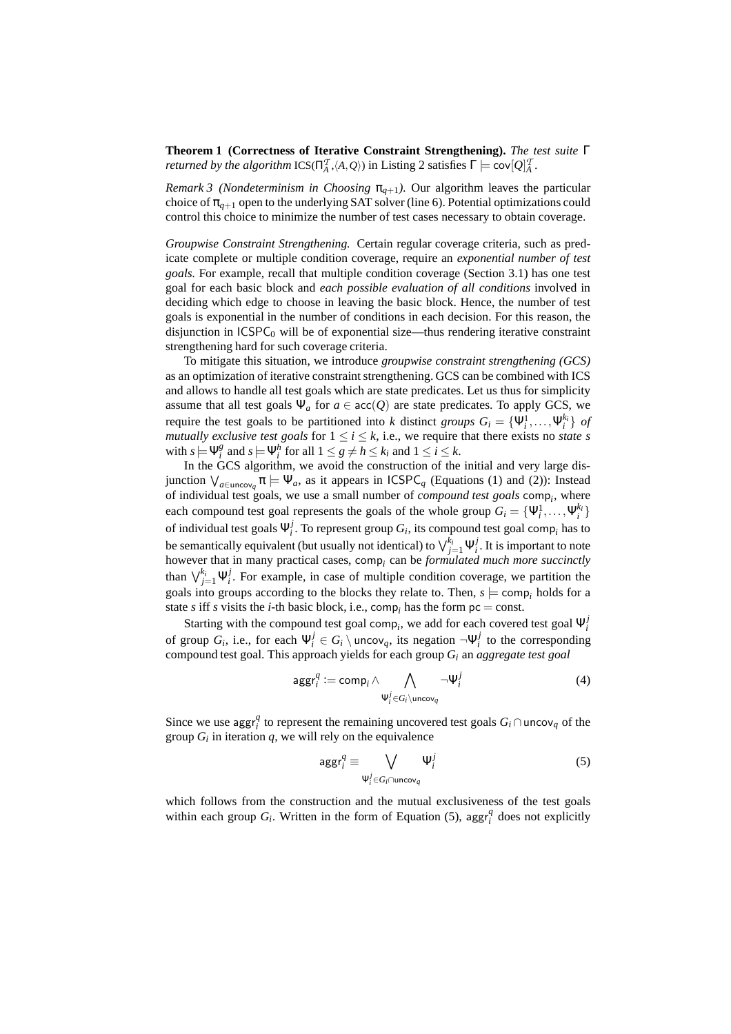**Theorem 1 (Correctness of Iterative Constraint Strengthening).** *The test suite* $\Gamma$ *returned by the algorithm* $\mathrm{ICS}(\Pi_A^{\mathcal{T}}, \langle A, Q\rangle)$ in Listing 2 satisfies $\Gamma \models \mathsf{cov}[Q]_A^{\mathcal{T}}$.

*Remark 3 (Nondeterminism in Choosing* $\pi_{q+1}$*).* Our algorithm leaves the particular choice of $\pi_{q+1}$ open to the underlying SAT solver (line 6). Potential optimizations could control this choice to minimize the number of test cases necessary to obtain coverage.

*Groupwise Constraint Strengthening.* Certain regular coverage criteria, such as predicate complete or multiple condition coverage, require an *exponential number of test goals.* For example, recall that multiple condition coverage (Section 3.1) has one test goal for each basic block and *each possible evaluation of all conditions* involved in deciding which edge to choose in leaving the basic block. Hence, the number of test goals is exponential in the number of conditions in each decision. For this reason, the disjunction in $\mathsf{ICSPC}_0$ will be of exponential size—thus rendering iterative constraint strengthening hard for such coverage criteria.

To mitigate this situation, we introduce *groupwise constraint strengthening (GCS)* as an optimization of iterative constraint strengthening. GCS can be combined with ICS and allows to handle all test goals which are state predicates. Let us thus for simplicity assume that all test goals $\Psi_a$ for $a \in \mathsf{acc}(Q)$ are state predicates. To apply GCS, we require the test goals to be partitioned into $k$ distinct *groups* $G_i = \{\Psi_i^1, \ldots, \Psi_i^{k_i}\}$ *of mutually exclusive test goals* for $1 \le i \le k$, i.e., we require that there exists no *state s* with $s \models \Psi_i^g$ and $s \models \Psi_i^h$ for all $1 \le g \ne h \le k_i$ and $1 \le i \le k$.

In the GCS algorithm, we avoid the construction of the initial and very large disjunction $\bigvee_{a \in \mathsf{uncov}_q} \pi \models \Psi_a$, as it appears in $\mathsf{ICSPC}_q$ (Equations (1) and (2)): Instead of individual test goals, we use a small number of *compound test goals* $\mathsf{comp}_i$, where each compound test goal represents the goals of the whole group $G_i = \{\Psi_i^1, \ldots, \Psi_i^{k_i}\}$ of individual test goals $\Psi_i^j$. To represent group $G_i$, its compound test goal $\mathsf{comp}_i$ has to be semantically equivalent (but usually not identical) to $\bigvee_{j=1}^{k_i} \Psi_i^j$. It is important to note however that in many practical cases, $\mathsf{comp}_i$ can be *formulated much more succinctly* than $\bigvee_{j=1}^{k_i} \Psi_i^j$. For example, in case of multiple condition coverage, we partition the goals into groups according to the blocks they relate to. Then, $s \models \mathsf{comp}_i$ holds for a state $s$ iff $s$ visits the $i$-th basic block, i.e., $\mathsf{comp}_i$ has the form $\mathsf{pc} = \mathrm{const}$.

Starting with the compound test goal $\mathsf{comp}_i$, we add for each covered test goal $\Psi_i^j$ of group $G_i$, i.e., for each $\Psi_i^j \in G_i \setminus \mathsf{uncov}_q$, its negation $\neg\Psi_i^j$ to the corresponding compound test goal. This approach yields for each group $G_i$ an *aggregate test goal*

$$\mathsf{aggr}_i^q := \mathsf{comp}_i \wedge \bigwedge_{\Psi_i^j \in G_i \setminus \mathsf{uncov}_q} \neg\Psi_i^j \tag{4}$$

Since we use $\mathsf{aggr}_i^q$ to represent the remaining uncovered test goals $G_i \cap \mathsf{uncov}_q$ of the group $G_i$ in iteration $q$, we will rely on the equivalence

$$\mathsf{aggr}_i^q \equiv \bigvee_{\Psi_i^j \in G_i \cap \mathsf{uncov}_q} \Psi_i^j \tag{5}$$

which follows from the construction and the mutual exclusiveness of the test goals within each group $G_i$. Written in the form of Equation (5), $\mathsf{aggr}_i^q$ does not explicitly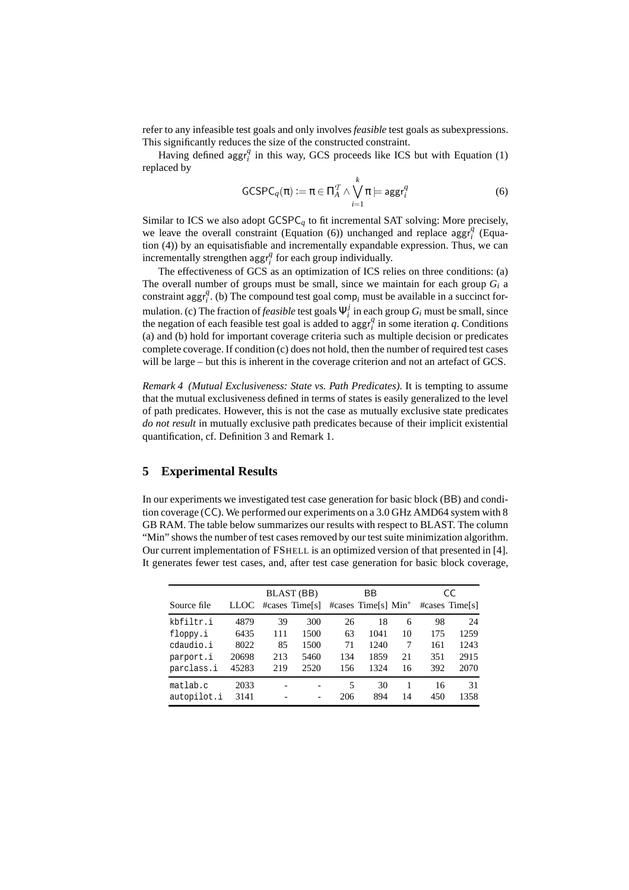refer to any infeasible test goals and only involves *feasible* test goals as subexpressions. This significantly reduces the size of the constructed constraint.

Having defined $\mathsf{aggr}_i^q$ in this way, GCS proceeds like ICS but with Equation (1) replaced by

$$\mathsf{GCSPC}_q(\pi) := \pi \in \Pi_A^{\mathcal{T}} \wedge \bigvee_{i=1}^{k} \pi \models \mathsf{aggr}_i^q \tag{6}$$

Similar to ICS we also adopt $\mathsf{GCSPC}_q$ to fit incremental SAT solving: More precisely, we leave the overall constraint (Equation (6)) unchanged and replace $\mathsf{aggr}_i^q$ (Equation (4)) by an equisatisfiable and incrementally expandable expression. Thus, we can incrementally strengthen $\mathsf{aggr}_i^q$ for each group individually.

The effectiveness of GCS as an optimization of ICS relies on three conditions: (a) The overall number of groups must be small, since we maintain for each group $G_i$ a constraint $\mathsf{aggr}_i^q$. (b) The compound test goal $\mathsf{comp}_i$ must be available in a succinct formulation. (c) The fraction of *feasible* test goals $\Psi_i^j$ in each group $G_i$ must be small, since the negation of each feasible test goal is added to $\mathsf{aggr}_i^q$ in some iteration $q$. Conditions (a) and (b) hold for important coverage criteria such as multiple decision or predicates complete coverage. If condition (c) does not hold, then the number of required test cases will be large – but this is inherent in the coverage criterion and not an artefact of GCS.

*Remark 4 (Mutual Exclusiveness: State vs. Path Predicates).* It is tempting to assume that the mutual exclusiveness defined in terms of states is easily generalized to the level of path predicates. However, this is not the case as mutually exclusive state predicates *do not result* in mutually exclusive path predicates because of their implicit existential quantification, cf. Definition 3 and Remark 1.

## 5 Experimental Results

In our experiments we investigated test case generation for basic block (BB) and condition coverage (CC). We performed our experiments on a 3.0 GHz AMD64 system with 8 GB RAM. The table below summarizes our results with respect to BLAST. The column "Min" shows the number of test cases removed by our test suite minimization algorithm. Our current implementation of FSHELL is an optimized version of that presented in [4]. It generates fewer test cases, and, after test case generation for basic block coverage,

| | | BLAST (BB) | | BB | | | CC | |
|---|---|---|---|---|---|---|---|---|
| Source file | LLOC | #cases | Time[s] | #cases | Time[s] | Min* | #cases | Time[s] |
| kbfiltr.i | 4879 | 39 | 300 | 26 | 18 | 6 | 98 | 24 |
| floppy.i | 6435 | 111 | 1500 | 63 | 1041 | 10 | 175 | 1259 |
| cdaudio.i | 8022 | 85 | 1500 | 71 | 1240 | 7 | 161 | 1243 |
| parport.i | 20698 | 213 | 5460 | 134 | 1859 | 21 | 351 | 2915 |
| parclass.i | 45283 | 219 | 2520 | 156 | 1324 | 16 | 392 | 2070 |
| matlab.c | 2033 | - | - | 5 | 30 | 1 | 16 | 31 |
| autopilot.i | 3141 | - | - | 206 | 894 | 14 | 450 | 1358 |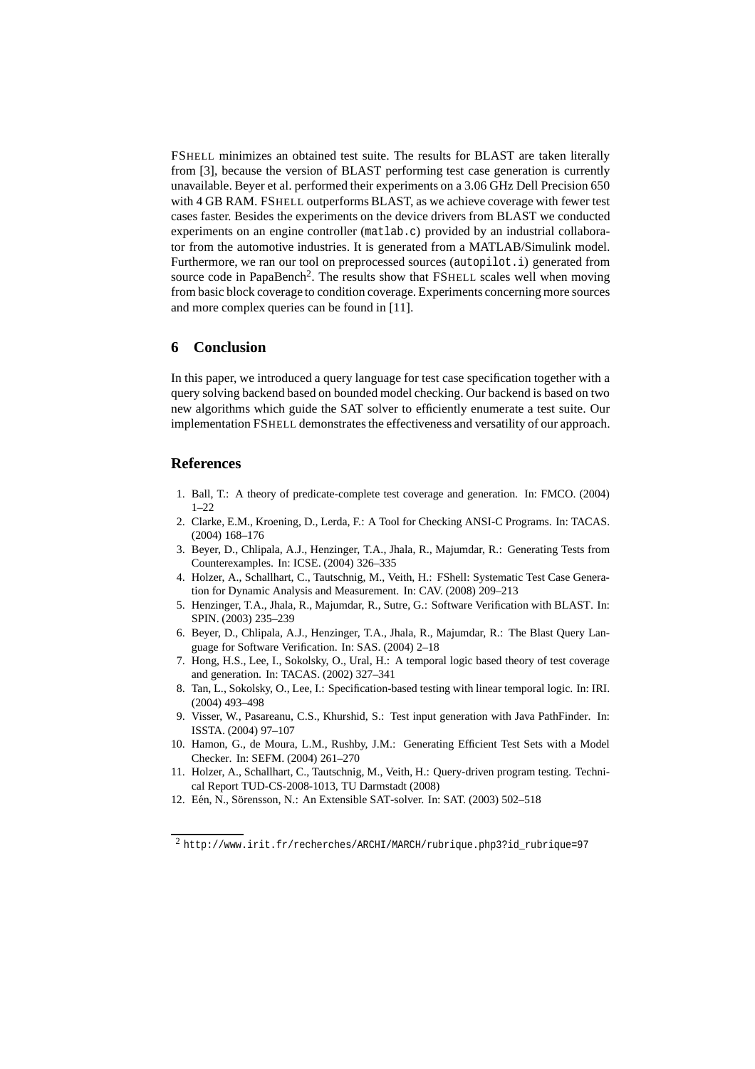FSHELL minimizes an obtained test suite. The results for BLAST are taken literally from [3], because the version of BLAST performing test case generation is currently unavailable. Beyer et al. performed their experiments on a 3.06 GHz Dell Precision 650 with 4 GB RAM. FSHELL outperforms BLAST, as we achieve coverage with fewer test cases faster. Besides the experiments on the device drivers from BLAST we conducted experiments on an engine controller (`matlab.c`) provided by an industrial collaborator from the automotive industries. It is generated from a MATLAB/Simulink model. Furthermore, we ran our tool on preprocessed sources (`autopilot.i`) generated from source code in PapaBench[2]. The results show that FSHELL scales well when moving from basic block coverage to condition coverage. Experiments concerning more sources and more complex queries can be found in [11].

## 6 Conclusion

In this paper, we introduced a query language for test case specification together with a query solving backend based on bounded model checking. Our backend is based on two new algorithms which guide the SAT solver to efficiently enumerate a test suite. Our implementation FSHELL demonstrates the effectiveness and versatility of our approach.

## References

1. Ball, T.: A theory of predicate-complete test coverage and generation. In: FMCO. (2004) 1–22
2. Clarke, E.M., Kroening, D., Lerda, F.: A Tool for Checking ANSI-C Programs. In: TACAS. (2004) 168–176
3. Beyer, D., Chlipala, A.J., Henzinger, T.A., Jhala, R., Majumdar, R.: Generating Tests from Counterexamples. In: ICSE. (2004) 326–335
4. Holzer, A., Schallhart, C., Tautschnig, M., Veith, H.: FShell: Systematic Test Case Generation for Dynamic Analysis and Measurement. In: CAV. (2008) 209–213
5. Henzinger, T.A., Jhala, R., Majumdar, R., Sutre, G.: Software Verification with BLAST. In: SPIN. (2003) 235–239
6. Beyer, D., Chlipala, A.J., Henzinger, T.A., Jhala, R., Majumdar, R.: The Blast Query Language for Software Verification. In: SAS. (2004) 2–18
7. Hong, H.S., Lee, I., Sokolsky, O., Ural, H.: A temporal logic based theory of test coverage and generation. In: TACAS. (2002) 327–341
8. Tan, L., Sokolsky, O., Lee, I.: Specification-based testing with linear temporal logic. In: IRI. (2004) 493–498
9. Visser, W., Pasareanu, C.S., Khurshid, S.: Test input generation with Java PathFinder. In: ISSTA. (2004) 97–107
10. Hamon, G., de Moura, L.M., Rushby, J.M.: Generating Efficient Test Sets with a Model Checker. In: SEFM. (2004) 261–270
11. Holzer, A., Schallhart, C., Tautschnig, M., Veith, H.: Query-driven program testing. Technical Report TUD-CS-2008-1013, TU Darmstadt (2008)
12. Eén, N., Sörensson, N.: An Extensible SAT-solver. In: SAT. (2003) 502–518

[2] `http://www.irit.fr/recherches/ARCHI/MARCH/rubrique.php3?id_rubrique=97`